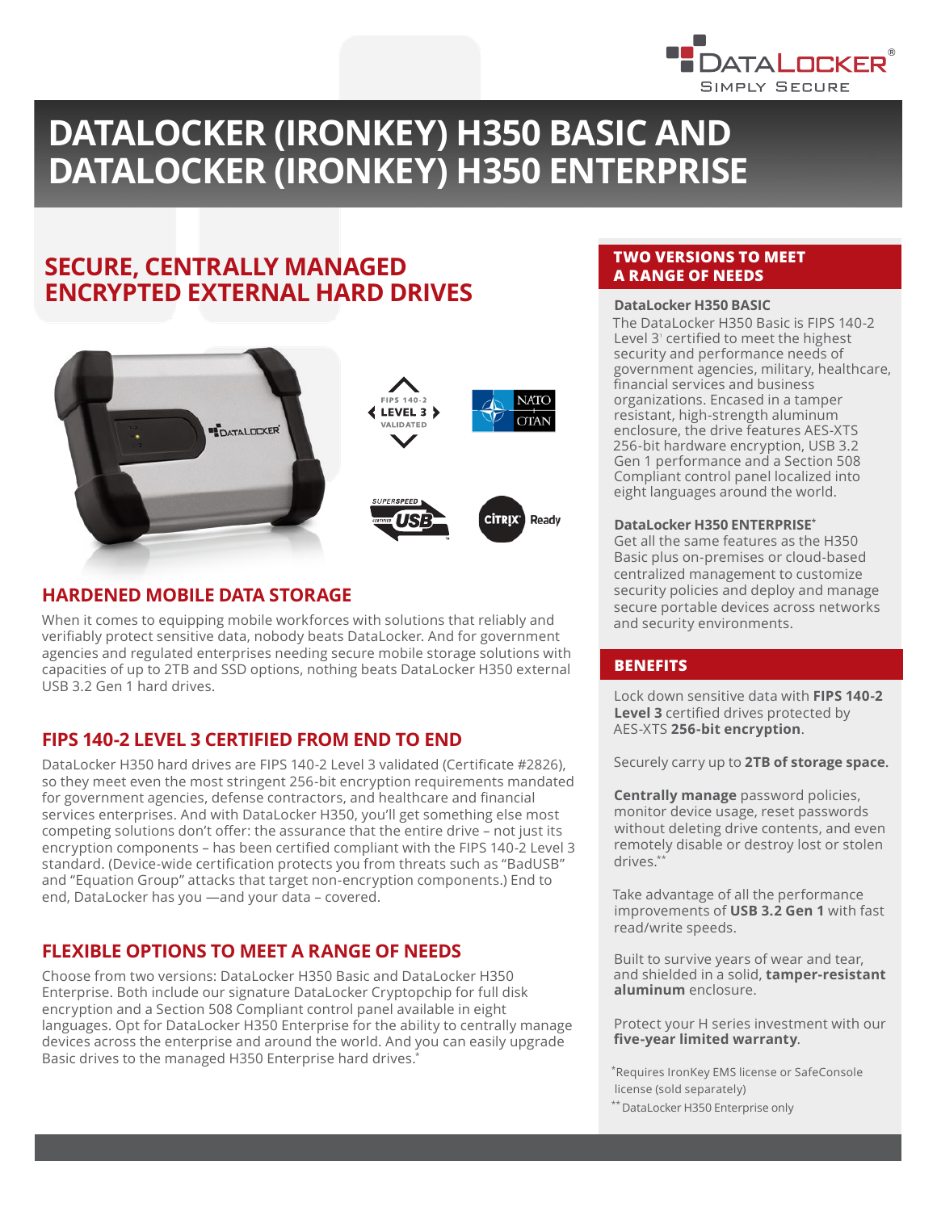# DATALOCKER (IRONKEY) H350 BASIC AND DATALOCKER (IRONKEY) H350 ENTERPRISE

## SECURE, CENTRALLY MANAGED ENCRYPTED EXTERNAL HARD DRIVES

### HARDENED MOBILE DATA STORAGE

When it comes to equipping mobile workforces with solutions that reliably and verifiably protect sensitive data, nobody beats DataLocker. And for government agencies and regulated enterprises needing secure mobile storage solutions with capacities of up to 2TB and SSD options, nothing beats DataLocker H350 external USB 3.2 Gen 1 hard drives.

### FIPS 140-2 LEVEL 3 CERTIFIED FROM END TO END

DataLocker H350 hard drives are FIPS 140-2 Level 3 validated (Certificate #2826), so they meet even the most stringent 256-bit encryption requirements mandated for government agencies, defense contractors, and healthcare and financial services enterprises. And with DataLocker H350, you'll get something else most competing solutions don't offer: the assurance that the entire drive – not just its encryption components – has been certified compliant with the FIPS 140-2 Level 3 standard. (Device-wide certification protects you from threats such as "BadUSB" and "Equation Group" attacks that target non-encryption components.) End to end, DataLocker has you —and your data – covered.

### FLEXIBLE OPTIONS TO MEET A RANGE OF NEEDS

Choose from two versions: DataLocker H350 Basic and DataLocker H350 Enterprise. Both include our signature DataLocker Cryptopchip for full disk encryption and a Section 508 Compliant control panel available in eight languages. Opt for DataLocker H350 Enterprise for the ability to centrally manage devices across the enterprise and around the world. And you can easily upgrade Basic drives to the managed H350 Enterprise hard drives.*

### TWO VERSIONS TO MEET A RANGE OF NEEDS

**DataLocker H350 BASIC**

The DataLocker H350 Basic is FIPS 140-2 Level 3[1] certified to meet the highest security and performance needs of government agencies, military, healthcare, financial services and business organizations. Encased in a tamper resistant, high-strength aluminum enclosure, the drive features AES-XTS 256-bit hardware encryption, USB 3.2 Gen 1 performance and a Section 508 Compliant control panel localized into eight languages around the world.

**DataLocker H350 ENTERPRISE***

Get all the same features as the H350 Basic plus on-premises or cloud-based centralized management to customize security policies and deploy and manage secure portable devices across networks and security environments.

### BENEFITS

Lock down sensitive data with **FIPS 140-2 Level 3** certified drives protected by AES-XTS **256-bit encryption**.

Securely carry up to **2TB of storage space.**

**Centrally manage** password policies, monitor device usage, reset passwords without deleting drive contents, and even remotely disable or destroy lost or stolen drives.**

Take advantage of all the performance improvements of **USB 3.2 Gen 1** with fast read/write speeds.

Built to survive years of wear and tear, and shielded in a solid, **tamper-resistant aluminum** enclosure.

Protect your H series investment with our **five-year limited warranty**.

*Requires IronKey EMS license or SafeConsole license (sold separately)

** DataLocker H350 Enterprise only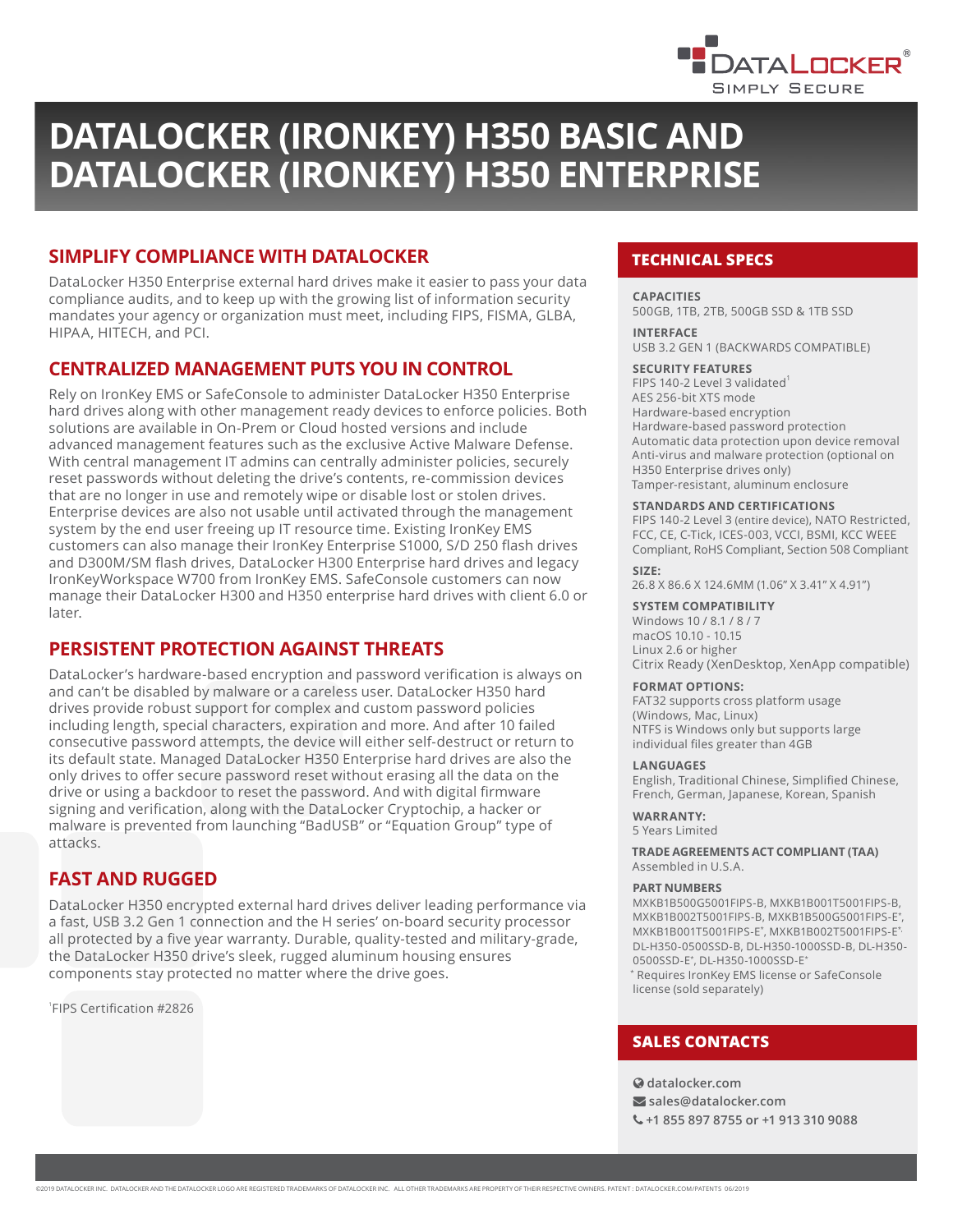# DATALOCKER (IRONKEY) H350 BASIC AND DATALOCKER (IRONKEY) H350 ENTERPRISE

## SIMPLIFY COMPLIANCE WITH DATALOCKER

DataLocker H350 Enterprise external hard drives make it easier to pass your data compliance audits, and to keep up with the growing list of information security mandates your agency or organization must meet, including FIPS, FISMA, GLBA, HIPAA, HITECH, and PCI.

## CENTRALIZED MANAGEMENT PUTS YOU IN CONTROL

Rely on IronKey EMS or SafeConsole to administer DataLocker H350 Enterprise hard drives along with other management ready devices to enforce policies. Both solutions are available in On-Prem or Cloud hosted versions and include advanced management features such as the exclusive Active Malware Defense. With central management IT admins can centrally administer policies, securely reset passwords without deleting the drive's contents, re-commission devices that are no longer in use and remotely wipe or disable lost or stolen drives. Enterprise devices are also not usable until activated through the management system by the end user freeing up IT resource time. Existing IronKey EMS customers can also manage their IronKey Enterprise S1000, S/D 250 flash drives and D300M/SM flash drives, DataLocker H300 Enterprise hard drives and legacy IronKeyWorkspace W700 from IronKey EMS. SafeConsole customers can now manage their DataLocker H300 and H350 enterprise hard drives with client 6.0 or later.

## PERSISTENT PROTECTION AGAINST THREATS

DataLocker's hardware-based encryption and password verification is always on and can't be disabled by malware or a careless user. DataLocker H350 hard drives provide robust support for complex and custom password policies including length, special characters, expiration and more. And after 10 failed consecutive password attempts, the device will either self-destruct or return to its default state. Managed DataLocker H350 Enterprise hard drives are also the only drives to offer secure password reset without erasing all the data on the drive or using a backdoor to reset the password. And with digital firmware signing and verification, along with the DataLocker Cryptochip, a hacker or malware is prevented from launching "BadUSB" or "Equation Group" type of attacks.

## FAST AND RUGGED

DataLocker H350 encrypted external hard drives deliver leading performance via a fast, USB 3.2 Gen 1 connection and the H series' on-board security processor all protected by a five year warranty. Durable, quality-tested and military-grade, the DataLocker H350 drive's sleek, rugged aluminum housing ensures components stay protected no matter where the drive goes.

[1]FIPS Certification #2826

## TECHNICAL SPECS

**CAPACITIES**
500GB, 1TB, 2TB, 500GB SSD & 1TB SSD

**INTERFACE**
USB 3.2 GEN 1 (BACKWARDS COMPATIBLE)

**SECURITY FEATURES**
FIPS 140-2 Level 3 validated[1]
AES 256-bit XTS mode
Hardware-based encryption
Hardware-based password protection
Automatic data protection upon device removal
Anti-virus and malware protection (optional on H350 Enterprise drives only)
Tamper-resistant, aluminum enclosure

**STANDARDS AND CERTIFICATIONS**
FIPS 140-2 Level 3 (entire device), NATO Restricted, FCC, CE, C-Tick, ICES-003, VCCI, BSMI, KCC WEEE Compliant, RoHS Compliant, Section 508 Compliant

**SIZE:**
26.8 X 86.6 X 124.6MM (1.06" X 3.41" X 4.91")

**SYSTEM COMPATIBILITY**
Windows 10 / 8.1 / 8 / 7
macOS 10.10 - 10.15
Linux 2.6 or higher
Citrix Ready (XenDesktop, XenApp compatible)

**FORMAT OPTIONS:**
FAT32 supports cross platform usage (Windows, Mac, Linux)
NTFS is Windows only but supports large individual files greater than 4GB

**LANGUAGES**
English, Traditional Chinese, Simplified Chinese, French, German, Japanese, Korean, Spanish

**WARRANTY:**
5 Years Limited

**TRADE AGREEMENTS ACT COMPLIANT (TAA)**
Assembled in U.S.A.

**PART NUMBERS**
MXKB1B500G5001FIPS-B, MXKB1B001T5001FIPS-B, MXKB1B002T5001FIPS-B, MXKB1B500G5001FIPS-E*, MXKB1B001T5001FIPS-E*, MXKB1B002T5001FIPS-E*, DL-H350-0500SSD-B, DL-H350-1000SSD-B, DL-H350-0500SSD-E*, DL-H350-1000SSD-E*
* Requires IronKey EMS license or SafeConsole license (sold separately)

## SALES CONTACTS

datalocker.com
sales@datalocker.com
+1 855 897 8755 or +1 913 310 9088

©2019 DATALOCKER INC. DATALOCKER AND THE DATALOCKER LOGO ARE REGISTERED TRADEMARKS OF DATALOCKER INC. ALL OTHER TRADEMARKS ARE PROPERTY OF THEIR RESPECTIVE OWNERS. PATENT : DATALOCKER.COM/PATENTS 06/2019